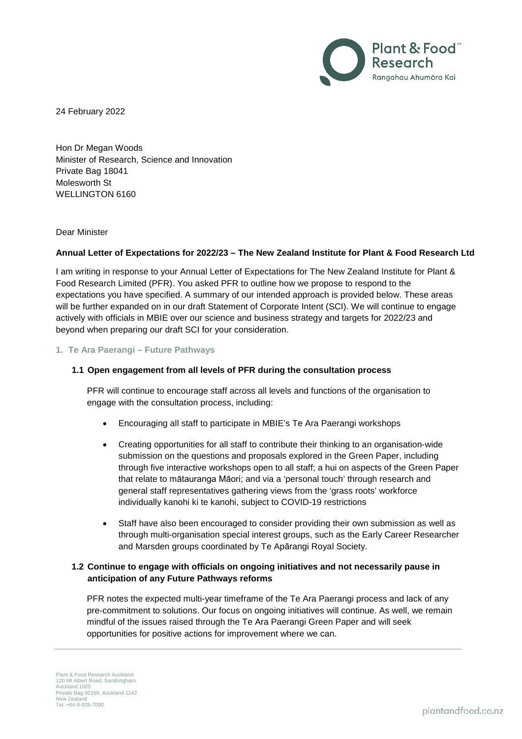24 February 2022

Hon Dr Megan Woods
Minister of Research, Science and Innovation
Private Bag 18041
Molesworth St
WELLINGTON 6160

Dear Minister

**Annual Letter of Expectations for 2022/23 – The New Zealand Institute for Plant & Food Research Ltd**

I am writing in response to your Annual Letter of Expectations for The New Zealand Institute for Plant & Food Research Limited (PFR). You asked PFR to outline how we propose to respond to the expectations you have specified. A summary of our intended approach is provided below. These areas will be further expanded on in our draft Statement of Corporate Intent (SCI). We will continue to engage actively with officials in MBIE over our science and business strategy and targets for 2022/23 and beyond when preparing our draft SCI for your consideration.

## 1. Te Ara Paerangi – Future Pathways

### 1.1 Open engagement from all levels of PFR during the consultation process

PFR will continue to encourage staff across all levels and functions of the organisation to engage with the consultation process, including:

- Encouraging all staff to participate in MBIE's Te Ara Paerangi workshops
- Creating opportunities for all staff to contribute their thinking to an organisation-wide submission on the questions and proposals explored in the Green Paper, including through five interactive workshops open to all staff; a hui on aspects of the Green Paper that relate to mātauranga Māori; and via a 'personal touch' through research and general staff representatives gathering views from the 'grass roots' workforce individually kanohi ki te kanohi, subject to COVID-19 restrictions
- Staff have also been encouraged to consider providing their own submission as well as through multi-organisation special interest groups, such as the Early Career Researcher and Marsden groups coordinated by Te Apārangi Royal Society.

### 1.2 Continue to engage with officials on ongoing initiatives and not necessarily pause in anticipation of any Future Pathways reforms

PFR notes the expected multi-year timeframe of the Te Ara Paerangi process and lack of any pre-commitment to solutions. Our focus on ongoing initiatives will continue. As well, we remain mindful of the issues raised through the Te Ara Paerangi Green Paper and will seek opportunities for positive actions for improvement where we can.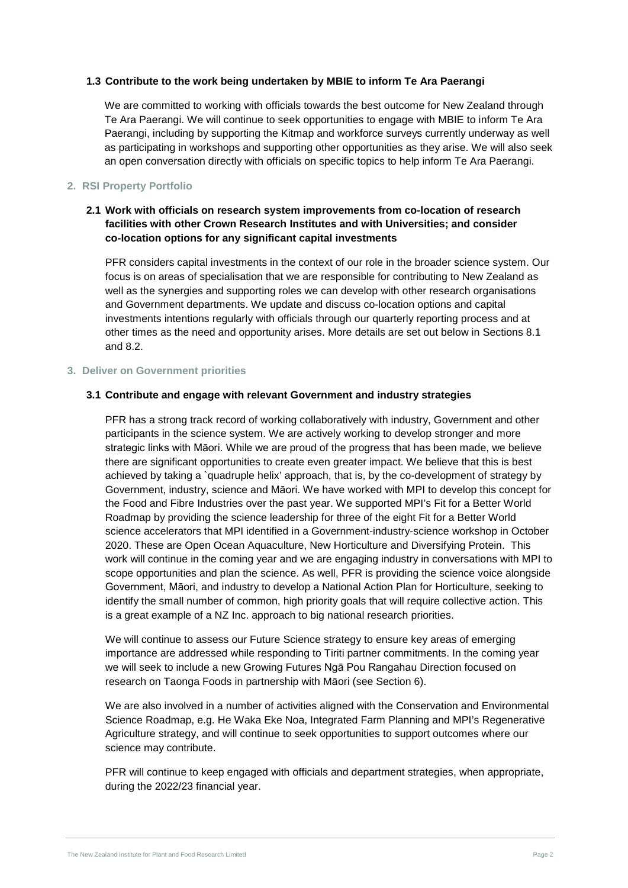### 1.3 Contribute to the work being undertaken by MBIE to inform Te Ara Paerangi

We are committed to working with officials towards the best outcome for New Zealand through Te Ara Paerangi. We will continue to seek opportunities to engage with MBIE to inform Te Ara Paerangi, including by supporting the Kitmap and workforce surveys currently underway as well as participating in workshops and supporting other opportunities as they arise. We will also seek an open conversation directly with officials on specific topics to help inform Te Ara Paerangi.

## 2. RSI Property Portfolio

### 2.1 Work with officials on research system improvements from co-location of research facilities with other Crown Research Institutes and with Universities; and consider co-location options for any significant capital investments

PFR considers capital investments in the context of our role in the broader science system. Our focus is on areas of specialisation that we are responsible for contributing to New Zealand as well as the synergies and supporting roles we can develop with other research organisations and Government departments. We update and discuss co-location options and capital investments intentions regularly with officials through our quarterly reporting process and at other times as the need and opportunity arises. More details are set out below in Sections 8.1 and 8.2.

## 3. Deliver on Government priorities

### 3.1 Contribute and engage with relevant Government and industry strategies

PFR has a strong track record of working collaboratively with industry, Government and other participants in the science system. We are actively working to develop stronger and more strategic links with Māori. While we are proud of the progress that has been made, we believe there are significant opportunities to create even greater impact. We believe that this is best achieved by taking a `quadruple helix' approach, that is, by the co-development of strategy by Government, industry, science and Māori. We have worked with MPI to develop this concept for the Food and Fibre Industries over the past year. We supported MPI's Fit for a Better World Roadmap by providing the science leadership for three of the eight Fit for a Better World science accelerators that MPI identified in a Government-industry-science workshop in October 2020. These are Open Ocean Aquaculture, New Horticulture and Diversifying Protein. This work will continue in the coming year and we are engaging industry in conversations with MPI to scope opportunities and plan the science. As well, PFR is providing the science voice alongside Government, Māori, and industry to develop a National Action Plan for Horticulture, seeking to identify the small number of common, high priority goals that will require collective action. This is a great example of a NZ Inc. approach to big national research priorities.

We will continue to assess our Future Science strategy to ensure key areas of emerging importance are addressed while responding to Tiriti partner commitments. In the coming year we will seek to include a new Growing Futures Ngā Pou Rangahau Direction focused on research on Taonga Foods in partnership with Māori (see Section 6).

We are also involved in a number of activities aligned with the Conservation and Environmental Science Roadmap, e.g. He Waka Eke Noa, Integrated Farm Planning and MPI's Regenerative Agriculture strategy, and will continue to seek opportunities to support outcomes where our science may contribute.

PFR will continue to keep engaged with officials and department strategies, when appropriate, during the 2022/23 financial year.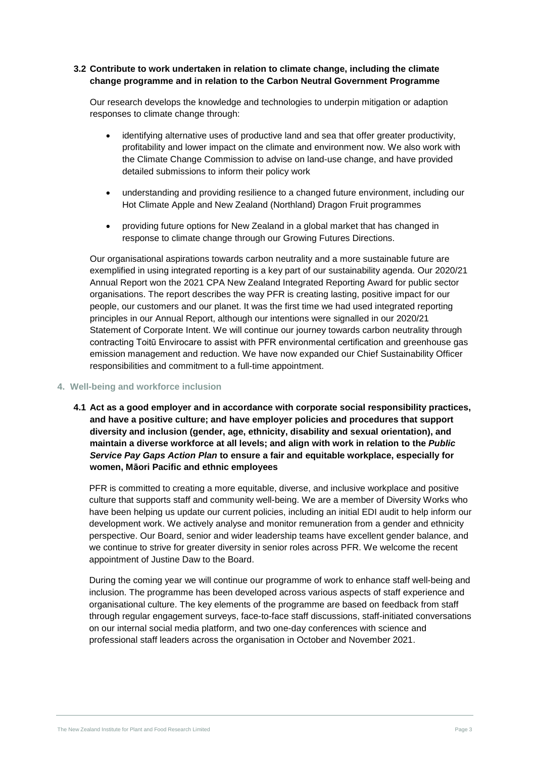### 3.2 Contribute to work undertaken in relation to climate change, including the climate change programme and in relation to the Carbon Neutral Government Programme

Our research develops the knowledge and technologies to underpin mitigation or adaption responses to climate change through:

- identifying alternative uses of productive land and sea that offer greater productivity, profitability and lower impact on the climate and environment now. We also work with the Climate Change Commission to advise on land-use change, and have provided detailed submissions to inform their policy work
- understanding and providing resilience to a changed future environment, including our Hot Climate Apple and New Zealand (Northland) Dragon Fruit programmes
- providing future options for New Zealand in a global market that has changed in response to climate change through our Growing Futures Directions.

Our organisational aspirations towards carbon neutrality and a more sustainable future are exemplified in using integrated reporting is a key part of our sustainability agenda. Our 2020/21 Annual Report won the 2021 CPA New Zealand Integrated Reporting Award for public sector organisations. The report describes the way PFR is creating lasting, positive impact for our people, our customers and our planet. It was the first time we had used integrated reporting principles in our Annual Report, although our intentions were signalled in our 2020/21 Statement of Corporate Intent. We will continue our journey towards carbon neutrality through contracting Toitū Envirocare to assist with PFR environmental certification and greenhouse gas emission management and reduction. We have now expanded our Chief Sustainability Officer responsibilities and commitment to a full-time appointment.

## 4. Well-being and workforce inclusion

### 4.1 Act as a good employer and in accordance with corporate social responsibility practices, and have a positive culture; and have employer policies and procedures that support diversity and inclusion (gender, age, ethnicity, disability and sexual orientation), and maintain a diverse workforce at all levels; and align with work in relation to the *Public Service Pay Gaps Action Plan* to ensure a fair and equitable workplace, especially for women, Māori Pacific and ethnic employees

PFR is committed to creating a more equitable, diverse, and inclusive workplace and positive culture that supports staff and community well-being. We are a member of Diversity Works who have been helping us update our current policies, including an initial EDI audit to help inform our development work. We actively analyse and monitor remuneration from a gender and ethnicity perspective. Our Board, senior and wider leadership teams have excellent gender balance, and we continue to strive for greater diversity in senior roles across PFR. We welcome the recent appointment of Justine Daw to the Board.

During the coming year we will continue our programme of work to enhance staff well-being and inclusion. The programme has been developed across various aspects of staff experience and organisational culture. The key elements of the programme are based on feedback from staff through regular engagement surveys, face-to-face staff discussions, staff-initiated conversations on our internal social media platform, and two one-day conferences with science and professional staff leaders across the organisation in October and November 2021.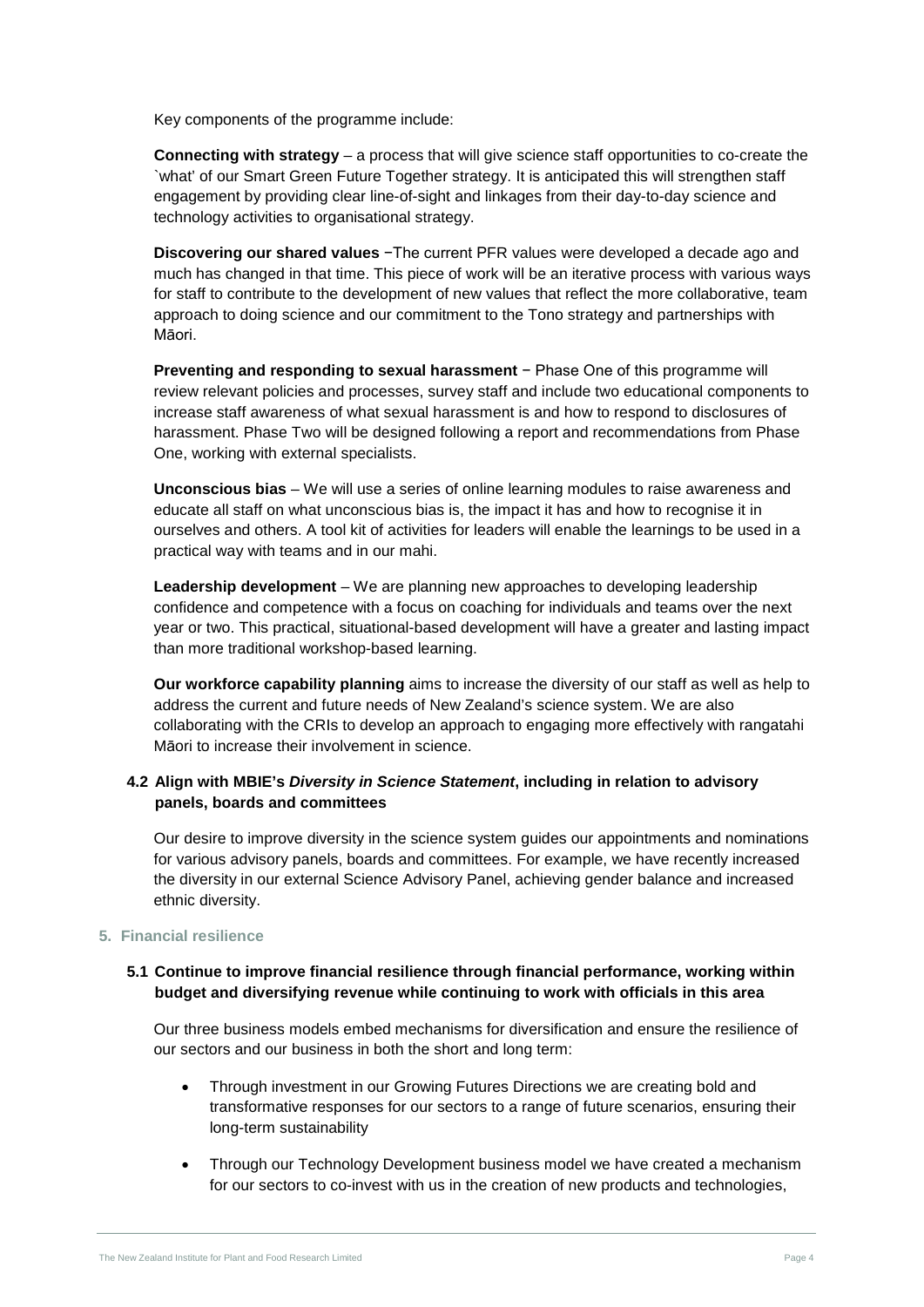Key components of the programme include:

**Connecting with strategy** – a process that will give science staff opportunities to co-create the `what' of our Smart Green Future Together strategy. It is anticipated this will strengthen staff engagement by providing clear line-of-sight and linkages from their day-to-day science and technology activities to organisational strategy.

**Discovering our shared values** −The current PFR values were developed a decade ago and much has changed in that time. This piece of work will be an iterative process with various ways for staff to contribute to the development of new values that reflect the more collaborative, team approach to doing science and our commitment to the Tono strategy and partnerships with Māori.

**Preventing and responding to sexual harassment** − Phase One of this programme will review relevant policies and processes, survey staff and include two educational components to increase staff awareness of what sexual harassment is and how to respond to disclosures of harassment. Phase Two will be designed following a report and recommendations from Phase One, working with external specialists.

**Unconscious bias** – We will use a series of online learning modules to raise awareness and educate all staff on what unconscious bias is, the impact it has and how to recognise it in ourselves and others. A tool kit of activities for leaders will enable the learnings to be used in a practical way with teams and in our mahi.

**Leadership development** – We are planning new approaches to developing leadership confidence and competence with a focus on coaching for individuals and teams over the next year or two. This practical, situational-based development will have a greater and lasting impact than more traditional workshop-based learning.

**Our workforce capability planning** aims to increase the diversity of our staff as well as help to address the current and future needs of New Zealand's science system. We are also collaborating with the CRIs to develop an approach to engaging more effectively with rangatahi Māori to increase their involvement in science.

### 4.2 Align with MBIE's *Diversity in Science Statement*, including in relation to advisory panels, boards and committees

Our desire to improve diversity in the science system guides our appointments and nominations for various advisory panels, boards and committees. For example, we have recently increased the diversity in our external Science Advisory Panel, achieving gender balance and increased ethnic diversity.

## 5. Financial resilience

### 5.1 Continue to improve financial resilience through financial performance, working within budget and diversifying revenue while continuing to work with officials in this area

Our three business models embed mechanisms for diversification and ensure the resilience of our sectors and our business in both the short and long term:

- Through investment in our Growing Futures Directions we are creating bold and transformative responses for our sectors to a range of future scenarios, ensuring their long-term sustainability
- Through our Technology Development business model we have created a mechanism for our sectors to co-invest with us in the creation of new products and technologies,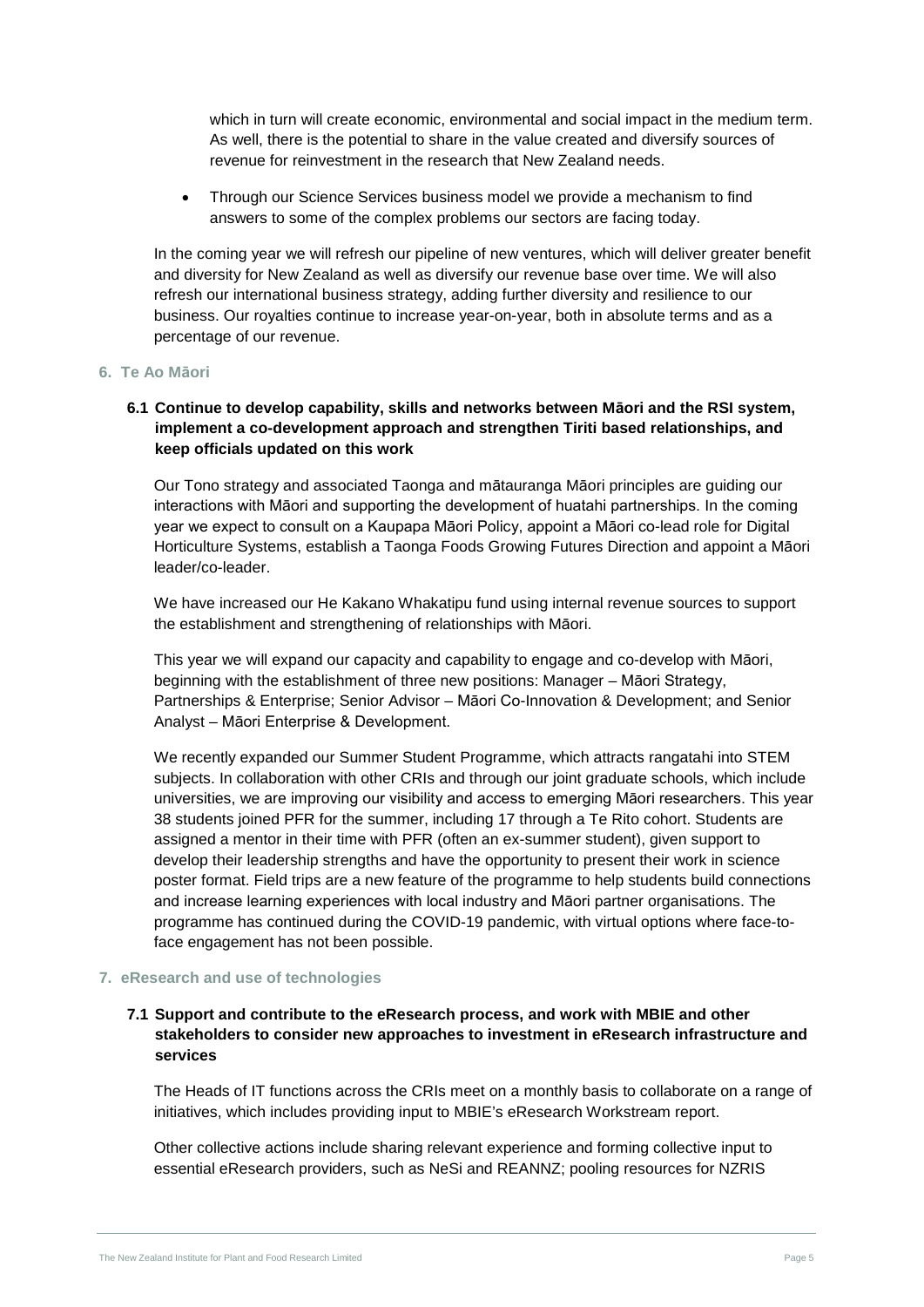which in turn will create economic, environmental and social impact in the medium term. As well, there is the potential to share in the value created and diversify sources of revenue for reinvestment in the research that New Zealand needs.

- Through our Science Services business model we provide a mechanism to find answers to some of the complex problems our sectors are facing today.

In the coming year we will refresh our pipeline of new ventures, which will deliver greater benefit and diversity for New Zealand as well as diversify our revenue base over time. We will also refresh our international business strategy, adding further diversity and resilience to our business. Our royalties continue to increase year-on-year, both in absolute terms and as a percentage of our revenue.

## 6. Te Ao Māori

### 6.1 Continue to develop capability, skills and networks between Māori and the RSI system, implement a co-development approach and strengthen Tiriti based relationships, and keep officials updated on this work

Our Tono strategy and associated Taonga and mātauranga Māori principles are guiding our interactions with Māori and supporting the development of huatahi partnerships. In the coming year we expect to consult on a Kaupapa Māori Policy, appoint a Māori co-lead role for Digital Horticulture Systems, establish a Taonga Foods Growing Futures Direction and appoint a Māori leader/co-leader.

We have increased our He Kakano Whakatipu fund using internal revenue sources to support the establishment and strengthening of relationships with Māori.

This year we will expand our capacity and capability to engage and co-develop with Māori, beginning with the establishment of three new positions: Manager – Māori Strategy, Partnerships & Enterprise; Senior Advisor – Māori Co-Innovation & Development; and Senior Analyst – Māori Enterprise & Development.

We recently expanded our Summer Student Programme, which attracts rangatahi into STEM subjects. In collaboration with other CRIs and through our joint graduate schools, which include universities, we are improving our visibility and access to emerging Māori researchers. This year 38 students joined PFR for the summer, including 17 through a Te Rito cohort. Students are assigned a mentor in their time with PFR (often an ex-summer student), given support to develop their leadership strengths and have the opportunity to present their work in science poster format. Field trips are a new feature of the programme to help students build connections and increase learning experiences with local industry and Māori partner organisations. The programme has continued during the COVID-19 pandemic, with virtual options where face-to-face engagement has not been possible.

## 7. eResearch and use of technologies

### 7.1 Support and contribute to the eResearch process, and work with MBIE and other stakeholders to consider new approaches to investment in eResearch infrastructure and services

The Heads of IT functions across the CRIs meet on a monthly basis to collaborate on a range of initiatives, which includes providing input to MBIE's eResearch Workstream report.

Other collective actions include sharing relevant experience and forming collective input to essential eResearch providers, such as NeSi and REANNZ; pooling resources for NZRIS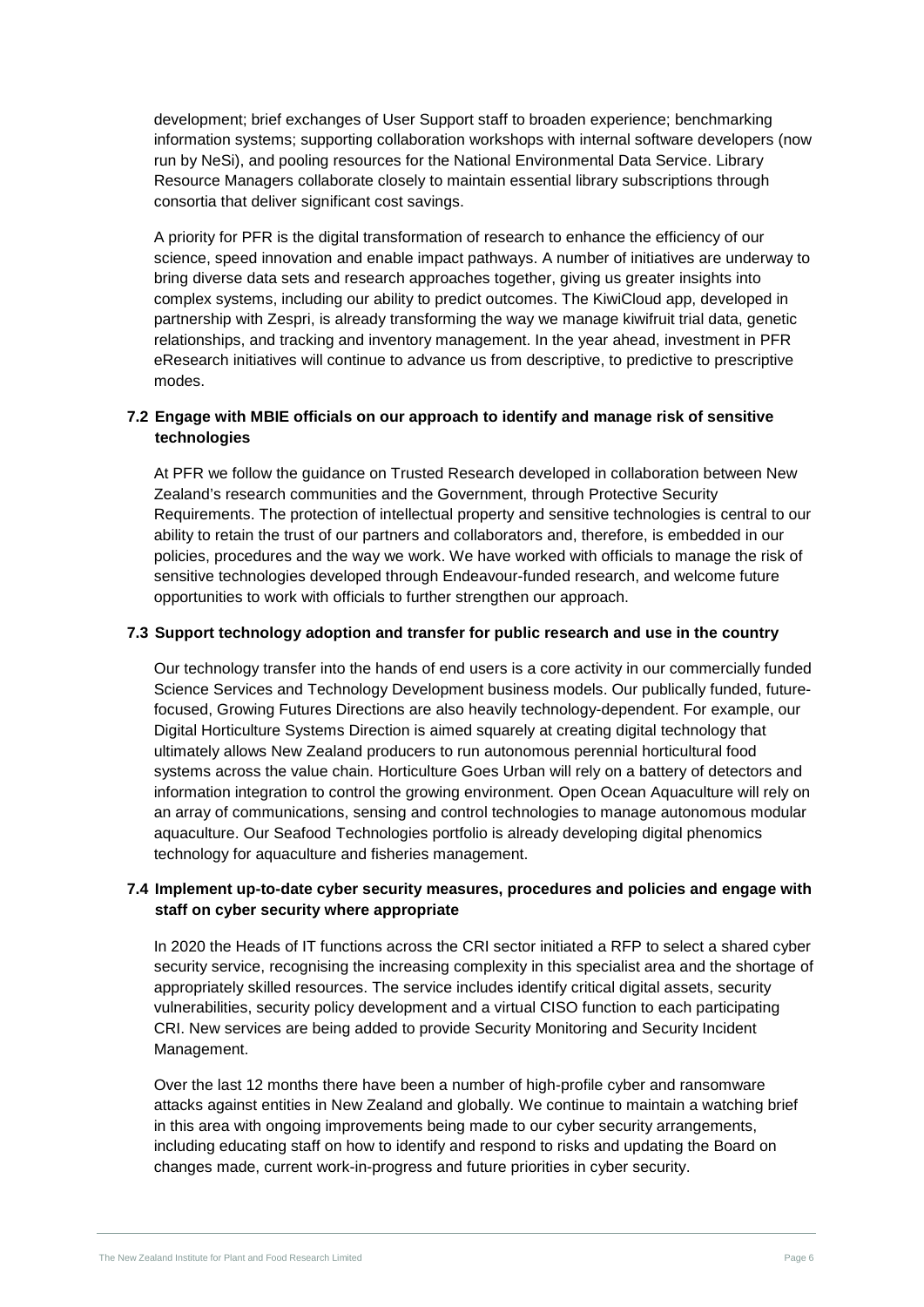development; brief exchanges of User Support staff to broaden experience; benchmarking information systems; supporting collaboration workshops with internal software developers (now run by NeSi), and pooling resources for the National Environmental Data Service. Library Resource Managers collaborate closely to maintain essential library subscriptions through consortia that deliver significant cost savings.

A priority for PFR is the digital transformation of research to enhance the efficiency of our science, speed innovation and enable impact pathways. A number of initiatives are underway to bring diverse data sets and research approaches together, giving us greater insights into complex systems, including our ability to predict outcomes. The KiwiCloud app, developed in partnership with Zespri, is already transforming the way we manage kiwifruit trial data, genetic relationships, and tracking and inventory management. In the year ahead, investment in PFR eResearch initiatives will continue to advance us from descriptive, to predictive to prescriptive modes.

### 7.2 Engage with MBIE officials on our approach to identify and manage risk of sensitive technologies

At PFR we follow the guidance on Trusted Research developed in collaboration between New Zealand's research communities and the Government, through Protective Security Requirements. The protection of intellectual property and sensitive technologies is central to our ability to retain the trust of our partners and collaborators and, therefore, is embedded in our policies, procedures and the way we work. We have worked with officials to manage the risk of sensitive technologies developed through Endeavour-funded research, and welcome future opportunities to work with officials to further strengthen our approach.

### 7.3 Support technology adoption and transfer for public research and use in the country

Our technology transfer into the hands of end users is a core activity in our commercially funded Science Services and Technology Development business models. Our publically funded, future-focused, Growing Futures Directions are also heavily technology-dependent. For example, our Digital Horticulture Systems Direction is aimed squarely at creating digital technology that ultimately allows New Zealand producers to run autonomous perennial horticultural food systems across the value chain. Horticulture Goes Urban will rely on a battery of detectors and information integration to control the growing environment. Open Ocean Aquaculture will rely on an array of communications, sensing and control technologies to manage autonomous modular aquaculture. Our Seafood Technologies portfolio is already developing digital phenomics technology for aquaculture and fisheries management.

### 7.4 Implement up-to-date cyber security measures, procedures and policies and engage with staff on cyber security where appropriate

In 2020 the Heads of IT functions across the CRI sector initiated a RFP to select a shared cyber security service, recognising the increasing complexity in this specialist area and the shortage of appropriately skilled resources. The service includes identify critical digital assets, security vulnerabilities, security policy development and a virtual CISO function to each participating CRI. New services are being added to provide Security Monitoring and Security Incident Management.

Over the last 12 months there have been a number of high-profile cyber and ransomware attacks against entities in New Zealand and globally. We continue to maintain a watching brief in this area with ongoing improvements being made to our cyber security arrangements, including educating staff on how to identify and respond to risks and updating the Board on changes made, current work-in-progress and future priorities in cyber security.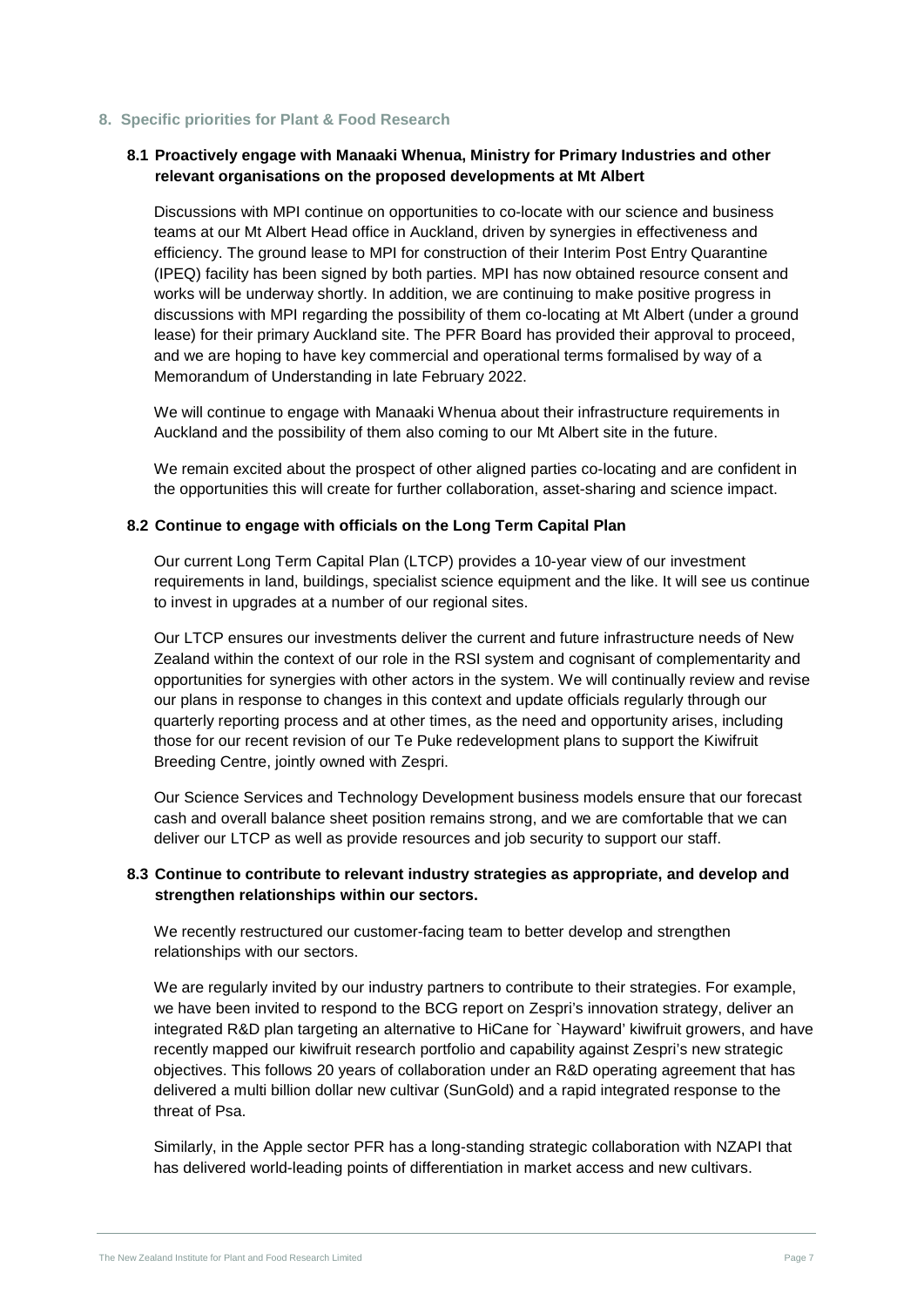## 8. Specific priorities for Plant & Food Research

### 8.1 Proactively engage with Manaaki Whenua, Ministry for Primary Industries and other relevant organisations on the proposed developments at Mt Albert

Discussions with MPI continue on opportunities to co-locate with our science and business teams at our Mt Albert Head office in Auckland, driven by synergies in effectiveness and efficiency. The ground lease to MPI for construction of their Interim Post Entry Quarantine (IPEQ) facility has been signed by both parties. MPI has now obtained resource consent and works will be underway shortly. In addition, we are continuing to make positive progress in discussions with MPI regarding the possibility of them co-locating at Mt Albert (under a ground lease) for their primary Auckland site. The PFR Board has provided their approval to proceed, and we are hoping to have key commercial and operational terms formalised by way of a Memorandum of Understanding in late February 2022.

We will continue to engage with Manaaki Whenua about their infrastructure requirements in Auckland and the possibility of them also coming to our Mt Albert site in the future.

We remain excited about the prospect of other aligned parties co-locating and are confident in the opportunities this will create for further collaboration, asset-sharing and science impact.

### 8.2 Continue to engage with officials on the Long Term Capital Plan

Our current Long Term Capital Plan (LTCP) provides a 10-year view of our investment requirements in land, buildings, specialist science equipment and the like. It will see us continue to invest in upgrades at a number of our regional sites.

Our LTCP ensures our investments deliver the current and future infrastructure needs of New Zealand within the context of our role in the RSI system and cognisant of complementarity and opportunities for synergies with other actors in the system. We will continually review and revise our plans in response to changes in this context and update officials regularly through our quarterly reporting process and at other times, as the need and opportunity arises, including those for our recent revision of our Te Puke redevelopment plans to support the Kiwifruit Breeding Centre, jointly owned with Zespri.

Our Science Services and Technology Development business models ensure that our forecast cash and overall balance sheet position remains strong, and we are comfortable that we can deliver our LTCP as well as provide resources and job security to support our staff.

### 8.3 Continue to contribute to relevant industry strategies as appropriate, and develop and strengthen relationships within our sectors.

We recently restructured our customer-facing team to better develop and strengthen relationships with our sectors.

We are regularly invited by our industry partners to contribute to their strategies. For example, we have been invited to respond to the BCG report on Zespri's innovation strategy, deliver an integrated R&D plan targeting an alternative to HiCane for `Hayward' kiwifruit growers, and have recently mapped our kiwifruit research portfolio and capability against Zespri's new strategic objectives. This follows 20 years of collaboration under an R&D operating agreement that has delivered a multi billion dollar new cultivar (SunGold) and a rapid integrated response to the threat of Psa.

Similarly, in the Apple sector PFR has a long-standing strategic collaboration with NZAPI that has delivered world-leading points of differentiation in market access and new cultivars.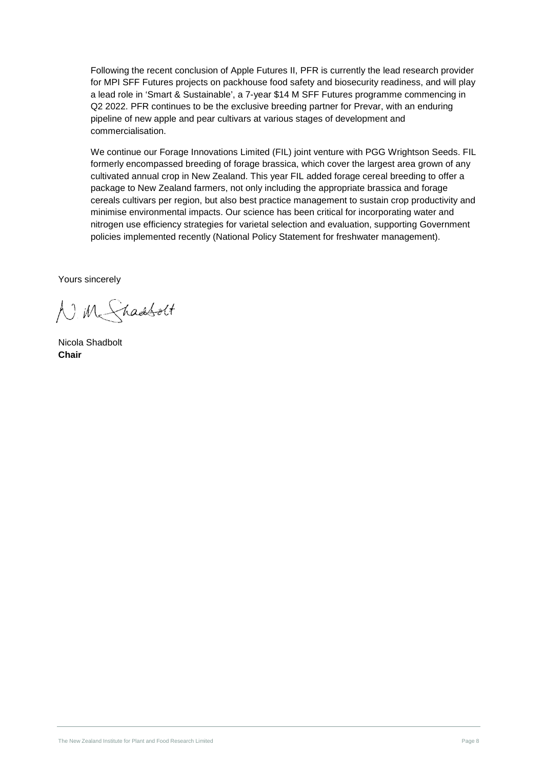Following the recent conclusion of Apple Futures II, PFR is currently the lead research provider for MPI SFF Futures projects on packhouse food safety and biosecurity readiness, and will play a lead role in 'Smart & Sustainable', a 7-year $14 M SFF Futures programme commencing in Q2 2022. PFR continues to be the exclusive breeding partner for Prevar, with an enduring pipeline of new apple and pear cultivars at various stages of development and commercialisation.

We continue our Forage Innovations Limited (FIL) joint venture with PGG Wrightson Seeds. FIL formerly encompassed breeding of forage brassica, which cover the largest area grown of any cultivated annual crop in New Zealand. This year FIL added forage cereal breeding to offer a package to New Zealand farmers, not only including the appropriate brassica and forage cereals cultivars per region, but also best practice management to sustain crop productivity and minimise environmental impacts. Our science has been critical for incorporating water and nitrogen use efficiency strategies for varietal selection and evaluation, supporting Government policies implemented recently (National Policy Statement for freshwater management).

Yours sincerely

Nicola Shadbolt
**Chair**